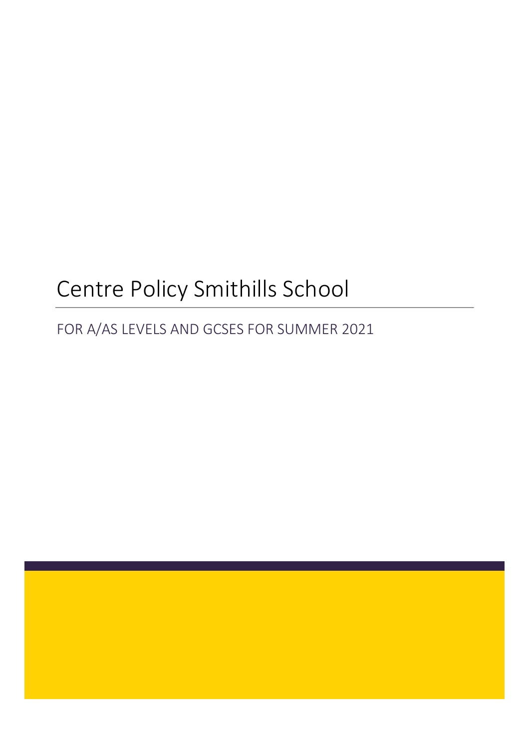# Centre Policy Smithills School

## FOR A/AS LEVELS AND GCSES FOR SUMMER 2021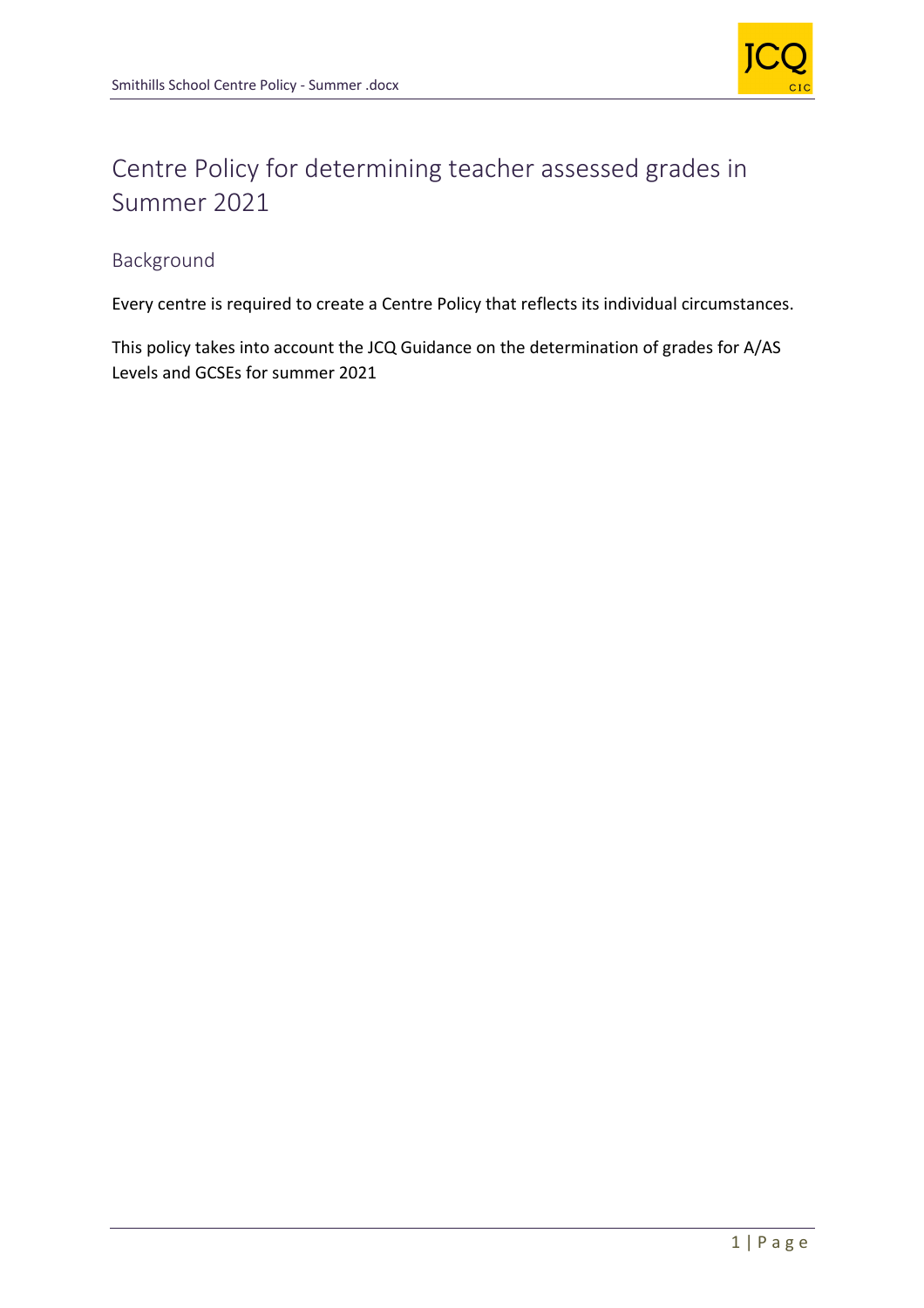# Centre Policy for determining teacher assessed grades in Summer 2021

## Background

Every centre is required to create a Centre Policy that reflects its individual circumstances.

This policy takes into account the JCQ Guidance on the determination of grades for A/AS Levels and GCSEs for summer 2021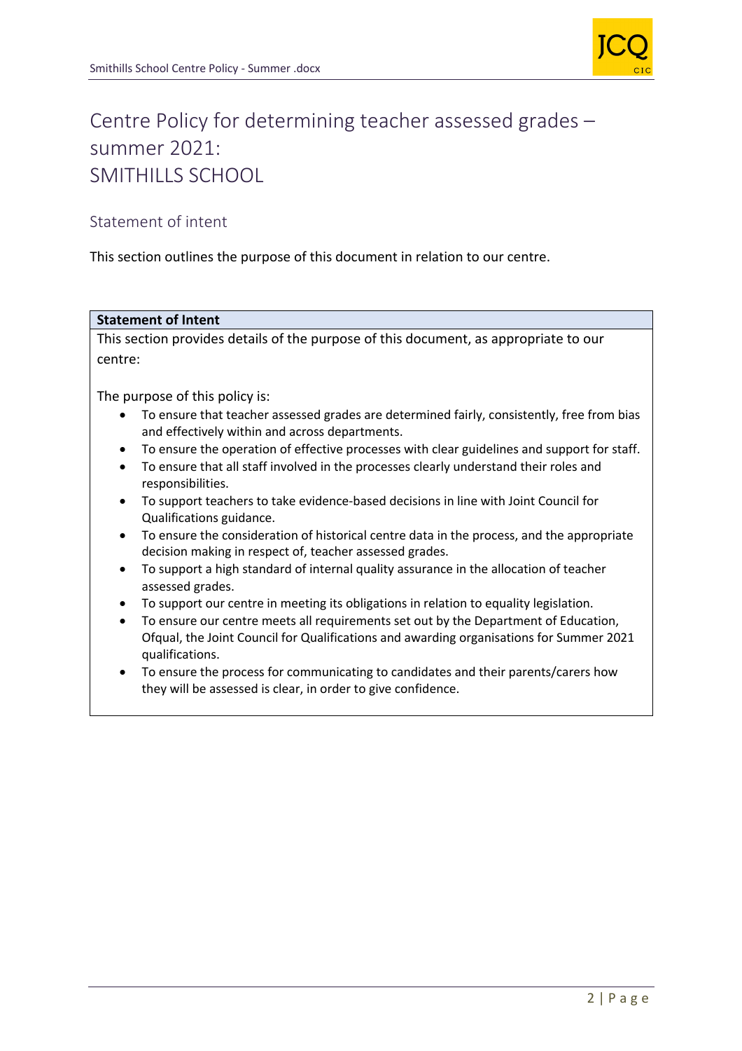# Centre Policy for determining teacher assessed grades – summer 2021: SMITHILLS SCHOOL

## Statement of intent

This section outlines the purpose of this document in relation to our centre.

| **Statement of Intent** |
| --- |
| This section provides details of the purpose of this document, as appropriate to our centre:<br><br>The purpose of this policy is:<br>• To ensure that teacher assessed grades are determined fairly, consistently, free from bias and effectively within and across departments.<br>• To ensure the operation of effective processes with clear guidelines and support for staff.<br>• To ensure that all staff involved in the processes clearly understand their roles and responsibilities.<br>• To support teachers to take evidence-based decisions in line with Joint Council for Qualifications guidance.<br>• To ensure the consideration of historical centre data in the process, and the appropriate decision making in respect of, teacher assessed grades.<br>• To support a high standard of internal quality assurance in the allocation of teacher assessed grades.<br>• To support our centre in meeting its obligations in relation to equality legislation.<br>• To ensure our centre meets all requirements set out by the Department of Education, Ofqual, the Joint Council for Qualifications and awarding organisations for Summer 2021 qualifications.<br>• To ensure the process for communicating to candidates and their parents/carers how they will be assessed is clear, in order to give confidence. |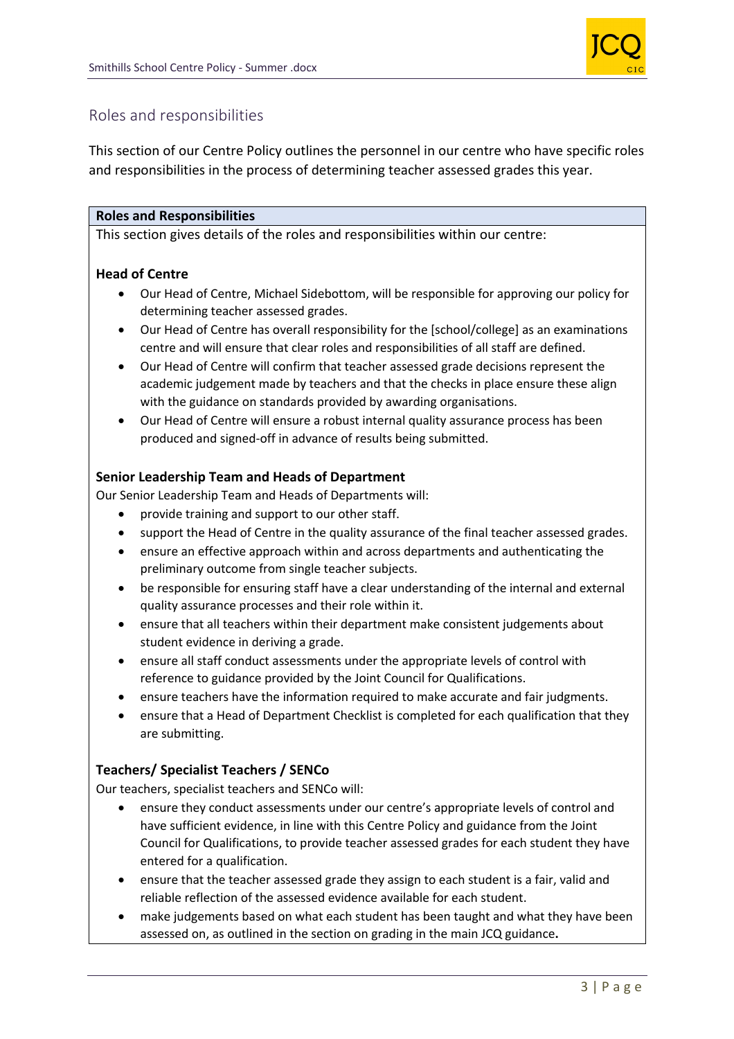## Roles and responsibilities

This section of our Centre Policy outlines the personnel in our centre who have specific roles and responsibilities in the process of determining teacher assessed grades this year.

**Roles and Responsibilities**

This section gives details of the roles and responsibilities within our centre:

**Head of Centre**

- Our Head of Centre, Michael Sidebottom, will be responsible for approving our policy for determining teacher assessed grades.
- Our Head of Centre has overall responsibility for the [school/college] as an examinations centre and will ensure that clear roles and responsibilities of all staff are defined.
- Our Head of Centre will confirm that teacher assessed grade decisions represent the academic judgement made by teachers and that the checks in place ensure these align with the guidance on standards provided by awarding organisations.
- Our Head of Centre will ensure a robust internal quality assurance process has been produced and signed-off in advance of results being submitted.

**Senior Leadership Team and Heads of Department**

Our Senior Leadership Team and Heads of Departments will:

- provide training and support to our other staff.
- support the Head of Centre in the quality assurance of the final teacher assessed grades.
- ensure an effective approach within and across departments and authenticating the preliminary outcome from single teacher subjects.
- be responsible for ensuring staff have a clear understanding of the internal and external quality assurance processes and their role within it.
- ensure that all teachers within their department make consistent judgements about student evidence in deriving a grade.
- ensure all staff conduct assessments under the appropriate levels of control with reference to guidance provided by the Joint Council for Qualifications.
- ensure teachers have the information required to make accurate and fair judgments.
- ensure that a Head of Department Checklist is completed for each qualification that they are submitting.

**Teachers/ Specialist Teachers / SENCo**

Our teachers, specialist teachers and SENCo will:

- ensure they conduct assessments under our centre's appropriate levels of control and have sufficient evidence, in line with this Centre Policy and guidance from the Joint Council for Qualifications, to provide teacher assessed grades for each student they have entered for a qualification.
- ensure that the teacher assessed grade they assign to each student is a fair, valid and reliable reflection of the assessed evidence available for each student.
- make judgements based on what each student has been taught and what they have been assessed on, as outlined in the section on grading in the main JCQ guidance.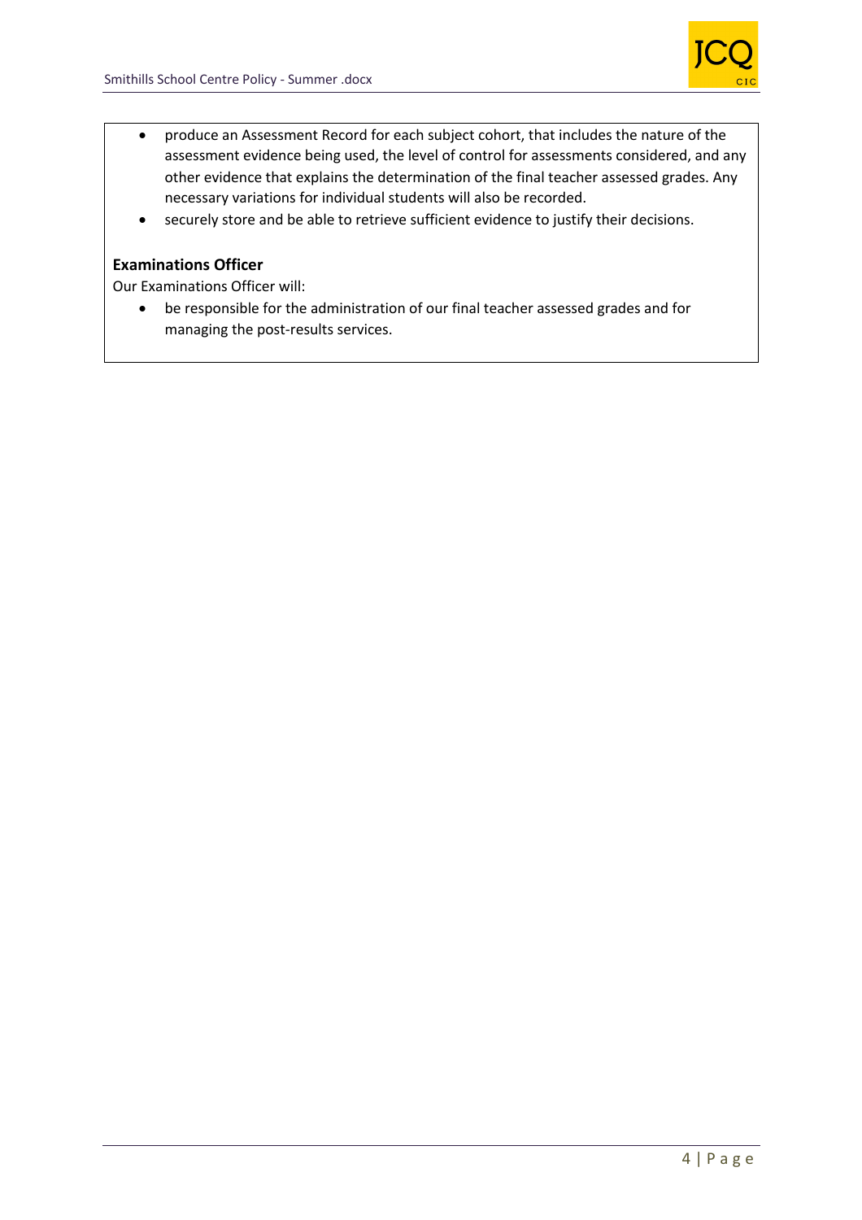- produce an Assessment Record for each subject cohort, that includes the nature of the assessment evidence being used, the level of control for assessments considered, and any other evidence that explains the determination of the final teacher assessed grades. Any necessary variations for individual students will also be recorded.
- securely store and be able to retrieve sufficient evidence to justify their decisions.

**Examinations Officer**

Our Examinations Officer will:

- be responsible for the administration of our final teacher assessed grades and for managing the post-results services.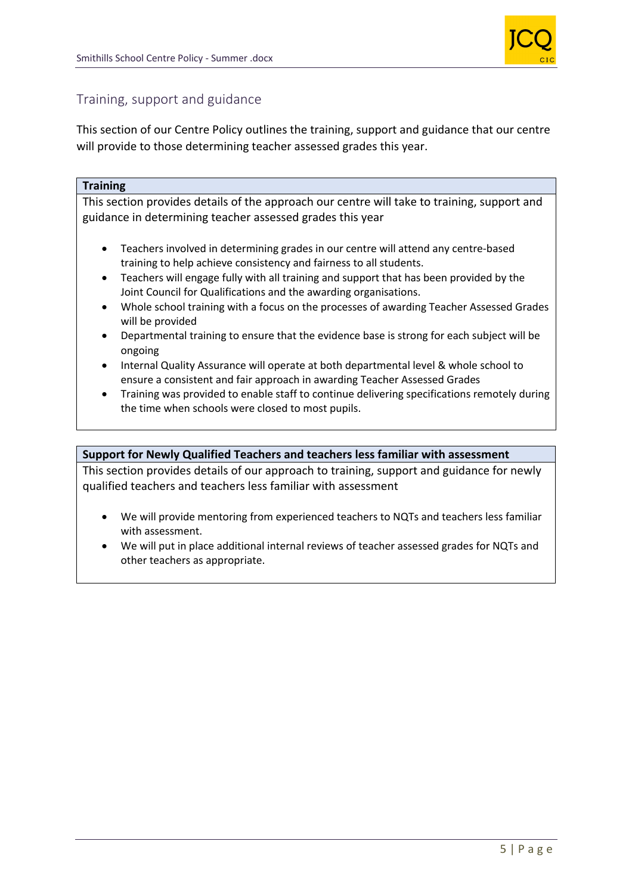## Training, support and guidance

This section of our Centre Policy outlines the training, support and guidance that our centre will provide to those determining teacher assessed grades this year.

**Training**

This section provides details of the approach our centre will take to training, support and guidance in determining teacher assessed grades this year

- Teachers involved in determining grades in our centre will attend any centre-based training to help achieve consistency and fairness to all students.
- Teachers will engage fully with all training and support that has been provided by the Joint Council for Qualifications and the awarding organisations.
- Whole school training with a focus on the processes of awarding Teacher Assessed Grades will be provided
- Departmental training to ensure that the evidence base is strong for each subject will be ongoing
- Internal Quality Assurance will operate at both departmental level & whole school to ensure a consistent and fair approach in awarding Teacher Assessed Grades
- Training was provided to enable staff to continue delivering specifications remotely during the time when schools were closed to most pupils.

**Support for Newly Qualified Teachers and teachers less familiar with assessment**

This section provides details of our approach to training, support and guidance for newly qualified teachers and teachers less familiar with assessment

- We will provide mentoring from experienced teachers to NQTs and teachers less familiar with assessment.
- We will put in place additional internal reviews of teacher assessed grades for NQTs and other teachers as appropriate.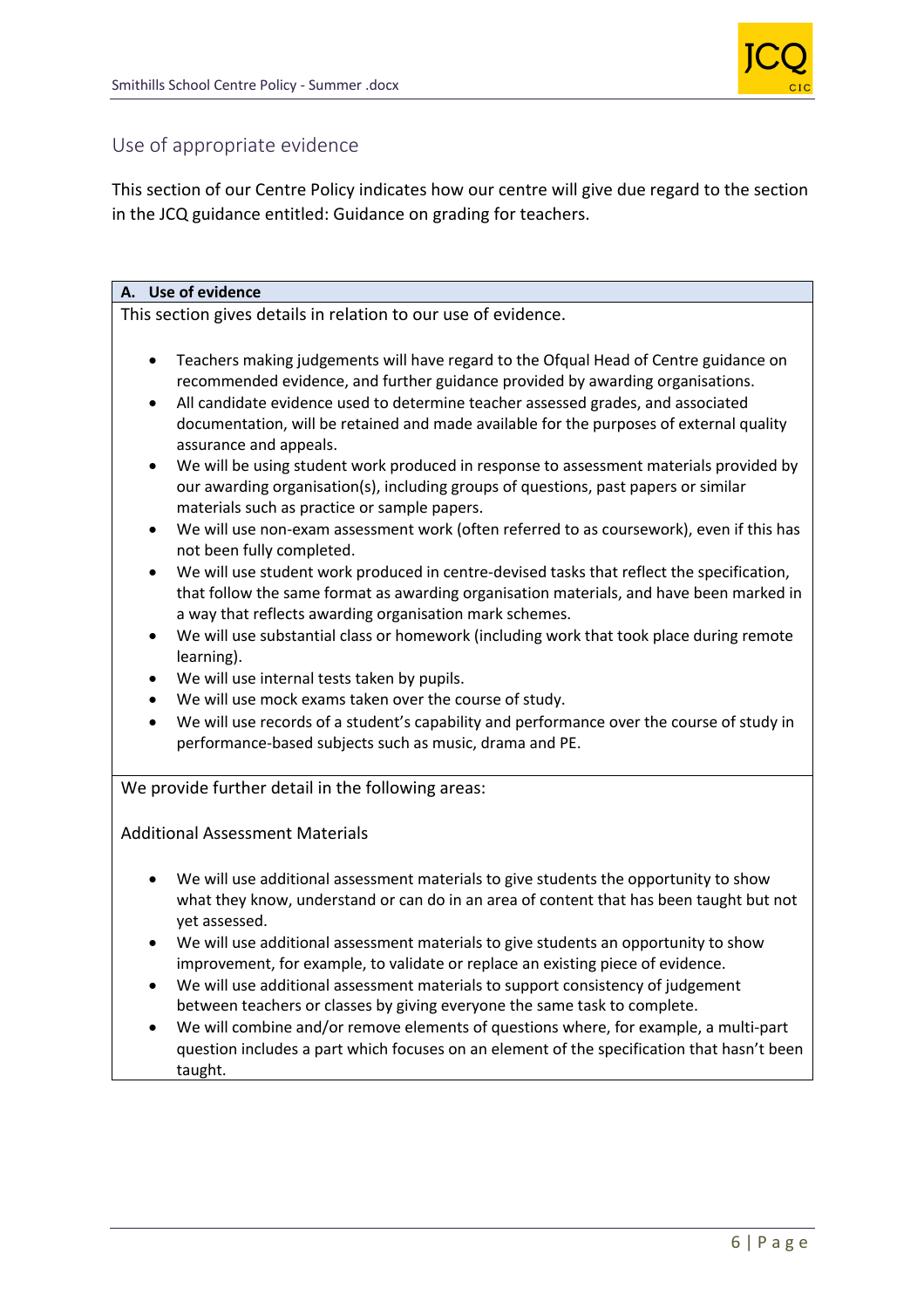## Use of appropriate evidence

This section of our Centre Policy indicates how our centre will give due regard to the section in the JCQ guidance entitled: Guidance on grading for teachers.

**A. Use of evidence**

This section gives details in relation to our use of evidence.

- Teachers making judgements will have regard to the Ofqual Head of Centre guidance on recommended evidence, and further guidance provided by awarding organisations.
- All candidate evidence used to determine teacher assessed grades, and associated documentation, will be retained and made available for the purposes of external quality assurance and appeals.
- We will be using student work produced in response to assessment materials provided by our awarding organisation(s), including groups of questions, past papers or similar materials such as practice or sample papers.
- We will use non-exam assessment work (often referred to as coursework), even if this has not been fully completed.
- We will use student work produced in centre-devised tasks that reflect the specification, that follow the same format as awarding organisation materials, and have been marked in a way that reflects awarding organisation mark schemes.
- We will use substantial class or homework (including work that took place during remote learning).
- We will use internal tests taken by pupils.
- We will use mock exams taken over the course of study.
- We will use records of a student's capability and performance over the course of study in performance-based subjects such as music, drama and PE.

We provide further detail in the following areas:

Additional Assessment Materials

- We will use additional assessment materials to give students the opportunity to show what they know, understand or can do in an area of content that has been taught but not yet assessed.
- We will use additional assessment materials to give students an opportunity to show improvement, for example, to validate or replace an existing piece of evidence.
- We will use additional assessment materials to support consistency of judgement between teachers or classes by giving everyone the same task to complete.
- We will combine and/or remove elements of questions where, for example, a multi-part question includes a part which focuses on an element of the specification that hasn't been taught.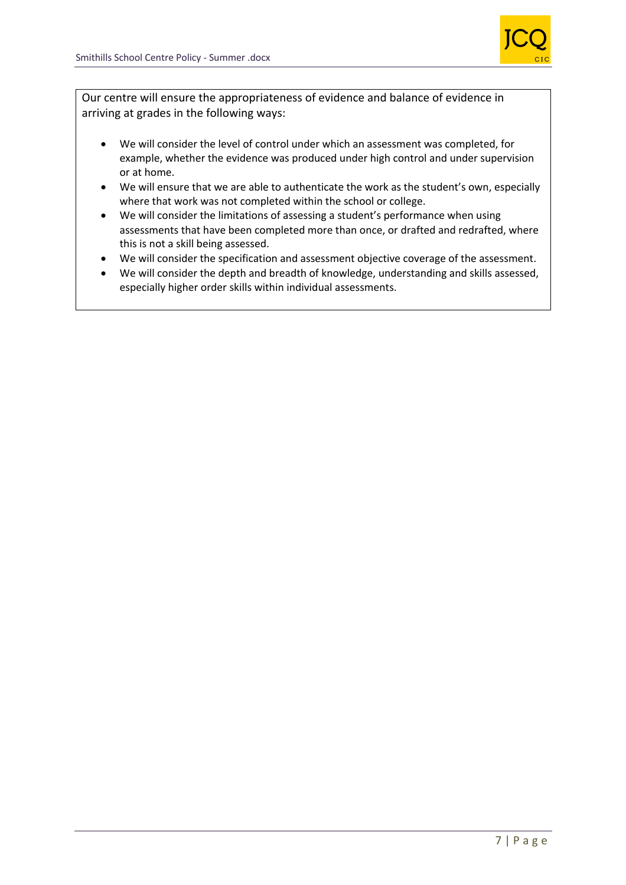Our centre will ensure the appropriateness of evidence and balance of evidence in arriving at grades in the following ways:

- We will consider the level of control under which an assessment was completed, for example, whether the evidence was produced under high control and under supervision or at home.
- We will ensure that we are able to authenticate the work as the student's own, especially where that work was not completed within the school or college.
- We will consider the limitations of assessing a student's performance when using assessments that have been completed more than once, or drafted and redrafted, where this is not a skill being assessed.
- We will consider the specification and assessment objective coverage of the assessment.
- We will consider the depth and breadth of knowledge, understanding and skills assessed, especially higher order skills within individual assessments.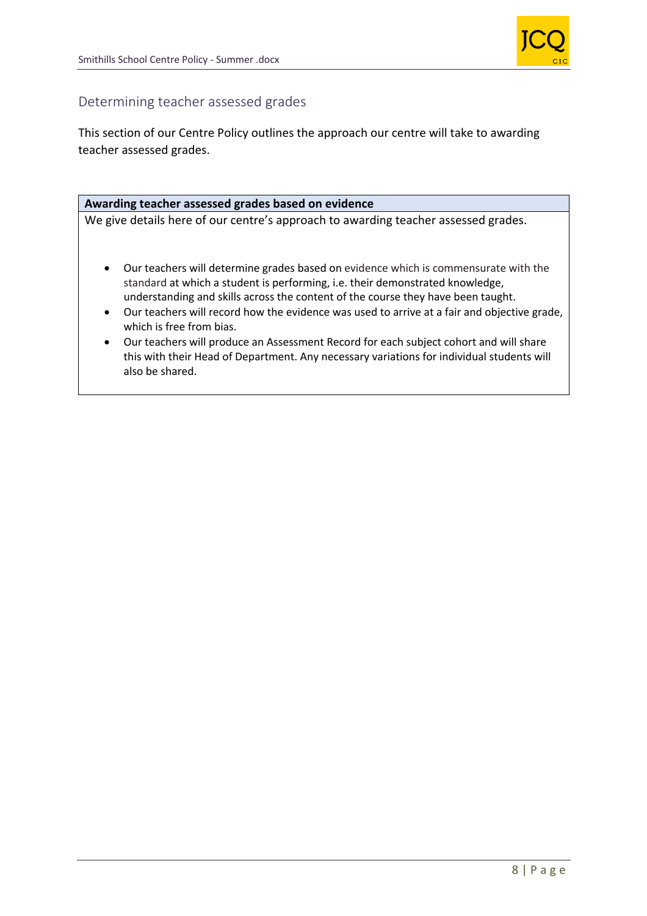## Determining teacher assessed grades

This section of our Centre Policy outlines the approach our centre will take to awarding teacher assessed grades.

**Awarding teacher assessed grades based on evidence**

We give details here of our centre's approach to awarding teacher assessed grades.

- Our teachers will determine grades based on evidence which is commensurate with the standard at which a student is performing, i.e. their demonstrated knowledge, understanding and skills across the content of the course they have been taught.
- Our teachers will record how the evidence was used to arrive at a fair and objective grade, which is free from bias.
- Our teachers will produce an Assessment Record for each subject cohort and will share this with their Head of Department. Any necessary variations for individual students will also be shared.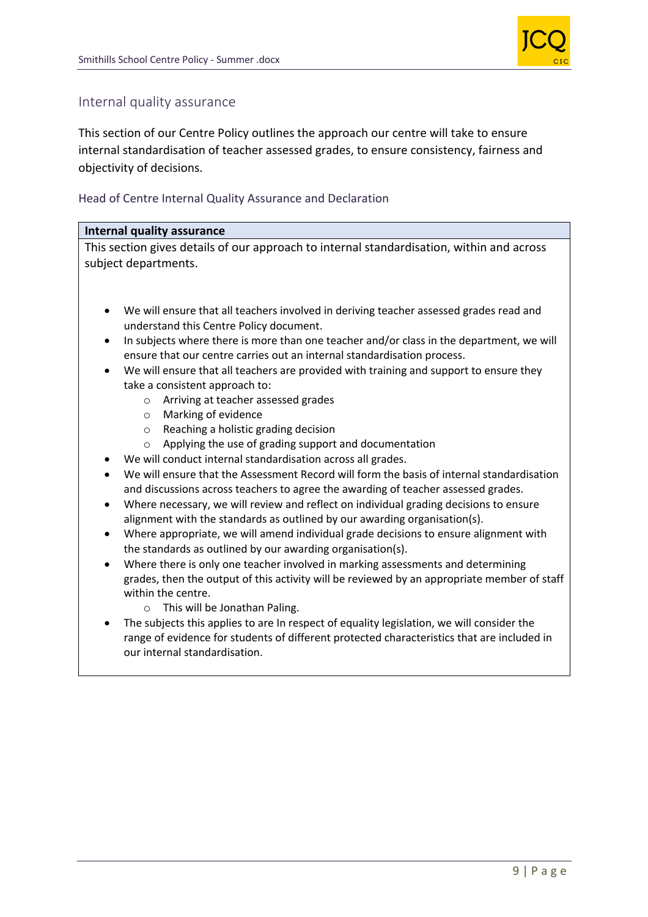## Internal quality assurance

This section of our Centre Policy outlines the approach our centre will take to ensure internal standardisation of teacher assessed grades, to ensure consistency, fairness and objectivity of decisions.

### Head of Centre Internal Quality Assurance and Declaration

**Internal quality assurance**

This section gives details of our approach to internal standardisation, within and across subject departments.

- We will ensure that all teachers involved in deriving teacher assessed grades read and understand this Centre Policy document.
- In subjects where there is more than one teacher and/or class in the department, we will ensure that our centre carries out an internal standardisation process.
- We will ensure that all teachers are provided with training and support to ensure they take a consistent approach to:
    - Arriving at teacher assessed grades
    - Marking of evidence
    - Reaching a holistic grading decision
    - Applying the use of grading support and documentation
- We will conduct internal standardisation across all grades.
- We will ensure that the Assessment Record will form the basis of internal standardisation and discussions across teachers to agree the awarding of teacher assessed grades.
- Where necessary, we will review and reflect on individual grading decisions to ensure alignment with the standards as outlined by our awarding organisation(s).
- Where appropriate, we will amend individual grade decisions to ensure alignment with the standards as outlined by our awarding organisation(s).
- Where there is only one teacher involved in marking assessments and determining grades, then the output of this activity will be reviewed by an appropriate member of staff within the centre.
    - This will be Jonathan Paling.
- The subjects this applies to are In respect of equality legislation, we will consider the range of evidence for students of different protected characteristics that are included in our internal standardisation.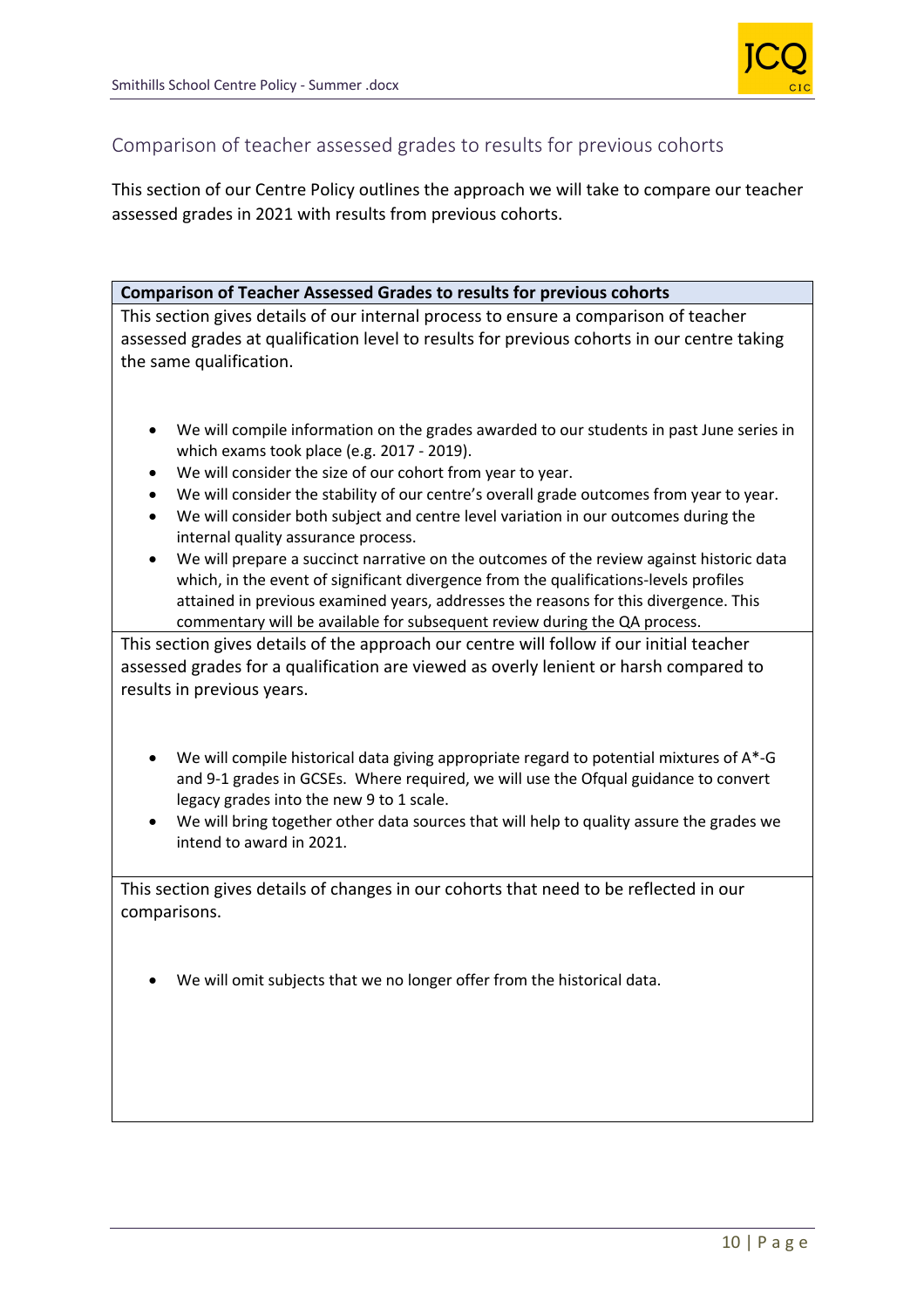## Comparison of teacher assessed grades to results for previous cohorts

This section of our Centre Policy outlines the approach we will take to compare our teacher assessed grades in 2021 with results from previous cohorts.

**Comparison of Teacher Assessed Grades to results for previous cohorts**

This section gives details of our internal process to ensure a comparison of teacher assessed grades at qualification level to results for previous cohorts in our centre taking the same qualification.

- We will compile information on the grades awarded to our students in past June series in which exams took place (e.g. 2017 - 2019).
- We will consider the size of our cohort from year to year.
- We will consider the stability of our centre's overall grade outcomes from year to year.
- We will consider both subject and centre level variation in our outcomes during the internal quality assurance process.
- We will prepare a succinct narrative on the outcomes of the review against historic data which, in the event of significant divergence from the qualifications-levels profiles attained in previous examined years, addresses the reasons for this divergence. This commentary will be available for subsequent review during the QA process.

This section gives details of the approach our centre will follow if our initial teacher assessed grades for a qualification are viewed as overly lenient or harsh compared to results in previous years.

- We will compile historical data giving appropriate regard to potential mixtures of A*-G and 9-1 grades in GCSEs. Where required, we will use the Ofqual guidance to convert legacy grades into the new 9 to 1 scale.
- We will bring together other data sources that will help to quality assure the grades we intend to award in 2021.

This section gives details of changes in our cohorts that need to be reflected in our comparisons.

- We will omit subjects that we no longer offer from the historical data.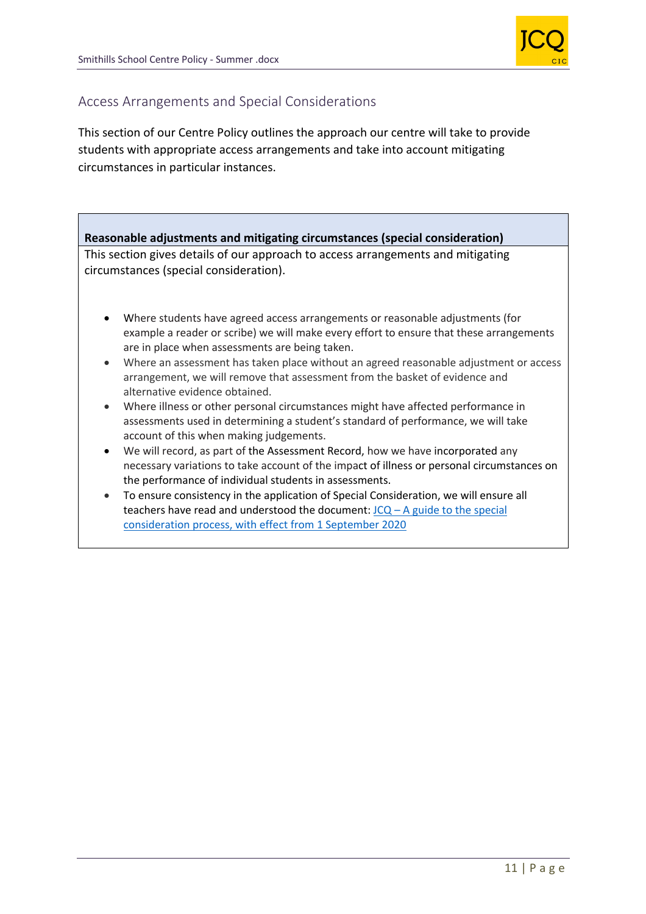## Access Arrangements and Special Considerations

This section of our Centre Policy outlines the approach our centre will take to provide students with appropriate access arrangements and take into account mitigating circumstances in particular instances.

**Reasonable adjustments and mitigating circumstances (special consideration)**

This section gives details of our approach to access arrangements and mitigating circumstances (special consideration).

- Where students have agreed access arrangements or reasonable adjustments (for example a reader or scribe) we will make every effort to ensure that these arrangements are in place when assessments are being taken.
- Where an assessment has taken place without an agreed reasonable adjustment or access arrangement, we will remove that assessment from the basket of evidence and alternative evidence obtained.
- Where illness or other personal circumstances might have affected performance in assessments used in determining a student's standard of performance, we will take account of this when making judgements.
- We will record, as part of the Assessment Record, how we have incorporated any necessary variations to take account of the impact of illness or personal circumstances on the performance of individual students in assessments.
- To ensure consistency in the application of Special Consideration, we will ensure all teachers have read and understood the document: [JCQ – A guide to the special consideration process, with effect from 1 September 2020]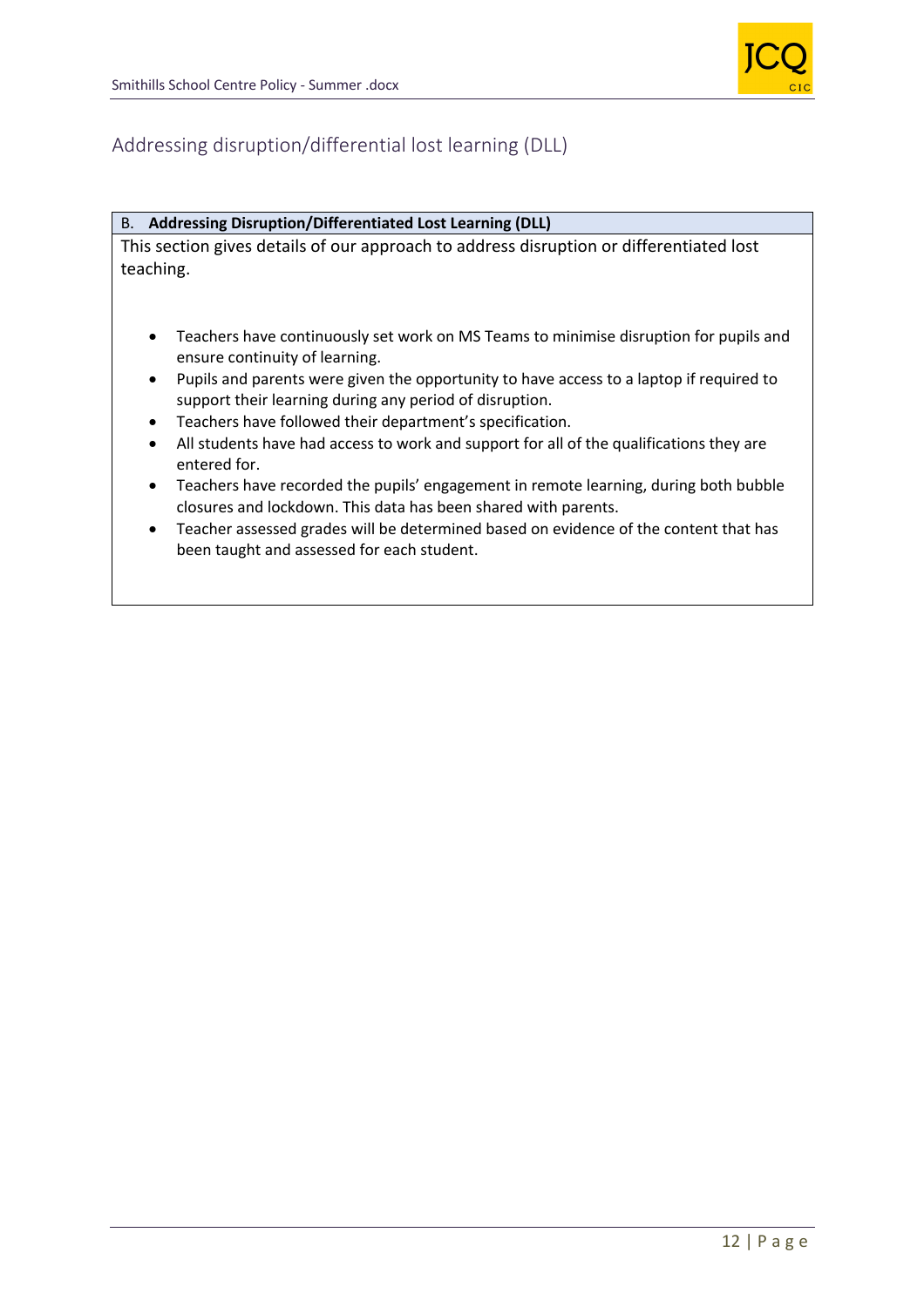## Addressing disruption/differential lost learning (DLL)

| B. **Addressing Disruption/Differentiated Lost Learning (DLL)** |
|---|
| This section gives details of our approach to address disruption or differentiated lost teaching.<br><br>• Teachers have continuously set work on MS Teams to minimise disruption for pupils and ensure continuity of learning.<br>• Pupils and parents were given the opportunity to have access to a laptop if required to support their learning during any period of disruption.<br>• Teachers have followed their department's specification.<br>• All students have had access to work and support for all of the qualifications they are entered for.<br>• Teachers have recorded the pupils' engagement in remote learning, during both bubble closures and lockdown. This data has been shared with parents.<br>• Teacher assessed grades will be determined based on evidence of the content that has been taught and assessed for each student. |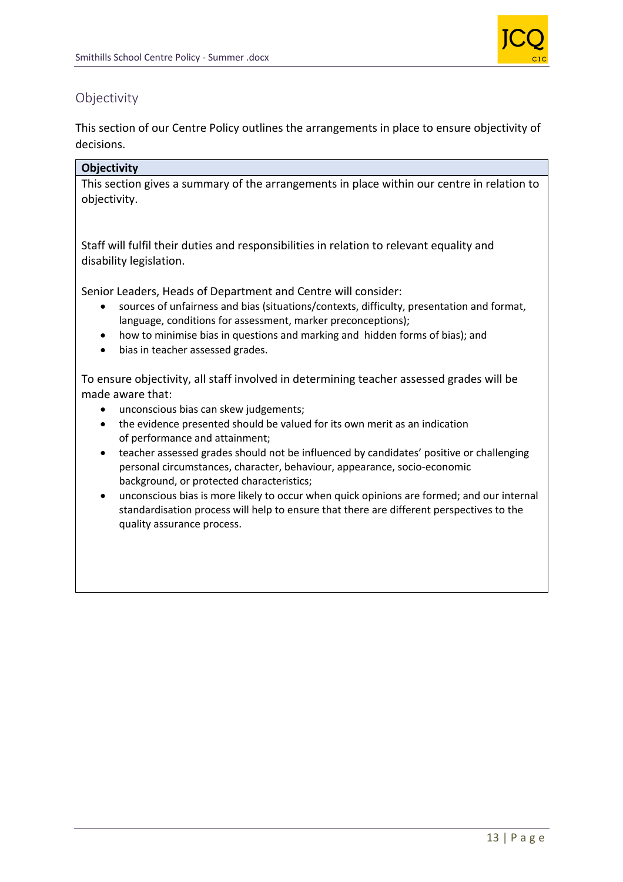## Objectivity

This section of our Centre Policy outlines the arrangements in place to ensure objectivity of decisions.

| **Objectivity** |
|---|
| This section gives a summary of the arrangements in place within our centre in relation to objectivity.<br><br>Staff will fulfil their duties and responsibilities in relation to relevant equality and disability legislation.<br><br>Senior Leaders, Heads of Department and Centre will consider:<br>• sources of unfairness and bias (situations/contexts, difficulty, presentation and format, language, conditions for assessment, marker preconceptions);<br>• how to minimise bias in questions and marking and hidden forms of bias); and<br>• bias in teacher assessed grades.<br><br>To ensure objectivity, all staff involved in determining teacher assessed grades will be made aware that:<br>• unconscious bias can skew judgements;<br>• the evidence presented should be valued for its own merit as an indication of performance and attainment;<br>• teacher assessed grades should not be influenced by candidates' positive or challenging personal circumstances, character, behaviour, appearance, socio-economic background, or protected characteristics;<br>• unconscious bias is more likely to occur when quick opinions are formed; and our internal standardisation process will help to ensure that there are different perspectives to the quality assurance process. |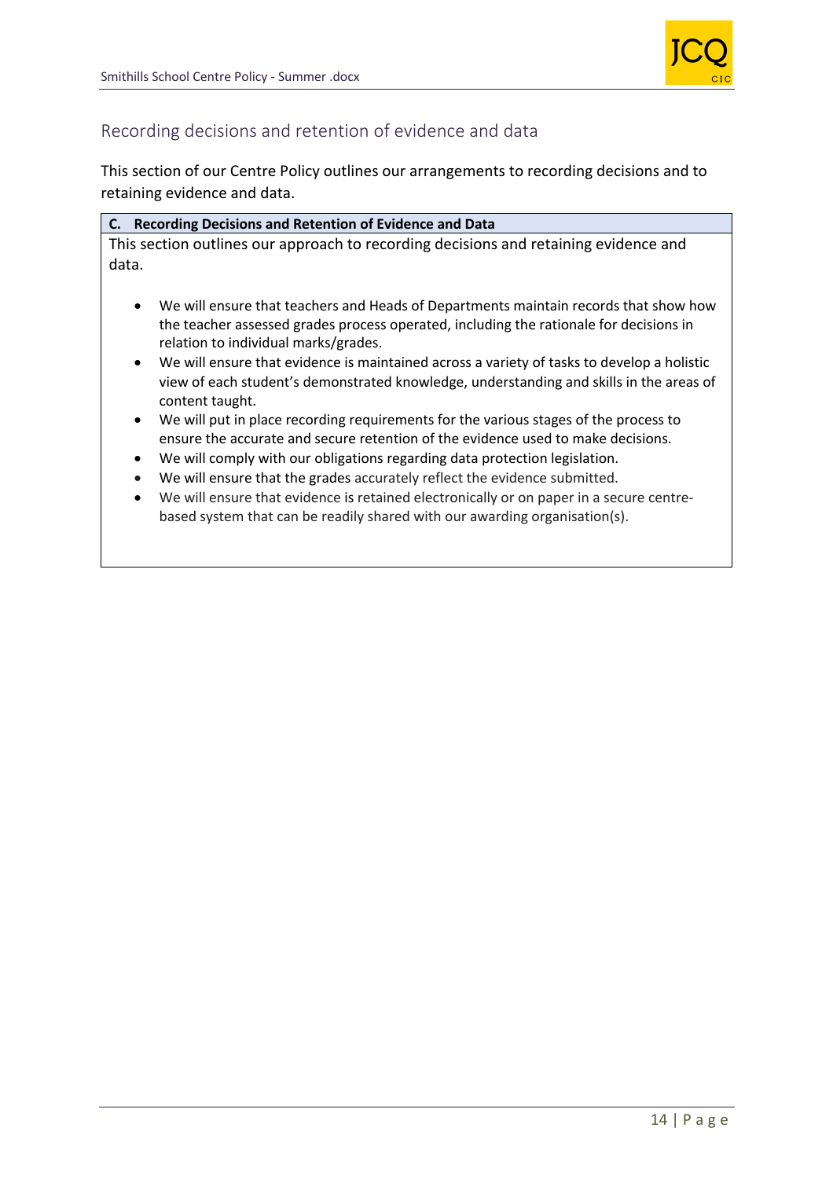## Recording decisions and retention of evidence and data

This section of our Centre Policy outlines our arrangements to recording decisions and to retaining evidence and data.

| **C. Recording Decisions and Retention of Evidence and Data** |
| --- |
| This section outlines our approach to recording decisions and retaining evidence and data.<br><br>• We will ensure that teachers and Heads of Departments maintain records that show how the teacher assessed grades process operated, including the rationale for decisions in relation to individual marks/grades.<br>• We will ensure that evidence is maintained across a variety of tasks to develop a holistic view of each student's demonstrated knowledge, understanding and skills in the areas of content taught.<br>• We will put in place recording requirements for the various stages of the process to ensure the accurate and secure retention of the evidence used to make decisions.<br>• We will comply with our obligations regarding data protection legislation.<br>• We will ensure that the grades accurately reflect the evidence submitted.<br>• We will ensure that evidence is retained electronically or on paper in a secure centre-based system that can be readily shared with our awarding organisation(s). |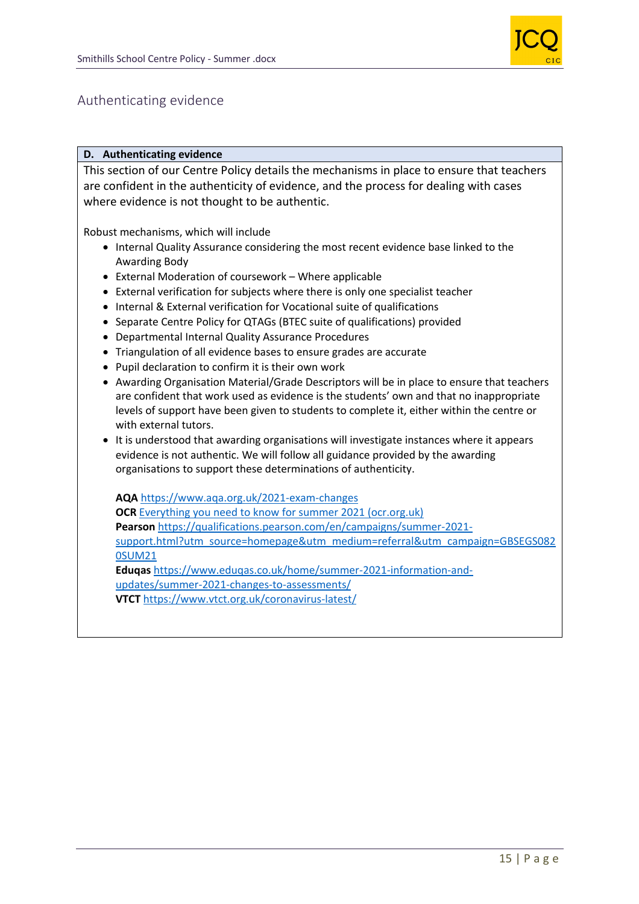## Authenticating evidence

**D. Authenticating evidence**

This section of our Centre Policy details the mechanisms in place to ensure that teachers are confident in the authenticity of evidence, and the process for dealing with cases where evidence is not thought to be authentic.

Robust mechanisms, which will include

- Internal Quality Assurance considering the most recent evidence base linked to the Awarding Body
- External Moderation of coursework – Where applicable
- External verification for subjects where there is only one specialist teacher
- Internal & External verification for Vocational suite of qualifications
- Separate Centre Policy for QTAGs (BTEC suite of qualifications) provided
- Departmental Internal Quality Assurance Procedures
- Triangulation of all evidence bases to ensure grades are accurate
- Pupil declaration to confirm it is their own work
- Awarding Organisation Material/Grade Descriptors will be in place to ensure that teachers are confident that work used as evidence is the students' own and that no inappropriate levels of support have been given to students to complete it, either within the centre or with external tutors.
- It is understood that awarding organisations will investigate instances where it appears evidence is not authentic. We will follow all guidance provided by the awarding organisations to support these determinations of authenticity.

  **AQA** https://www.aqa.org.uk/2021-exam-changes
  **OCR** Everything you need to know for summer 2021 (ocr.org.uk)
  **Pearson** https://qualifications.pearson.com/en/campaigns/summer-2021-support.html?utm_source=homepage&utm_medium=referral&utm_campaign=GBSEGS0820SUM21
  **Eduqas** https://www.eduqas.co.uk/home/summer-2021-information-and-updates/summer-2021-changes-to-assessments/
  **VTCT** https://www.vtct.org.uk/coronavirus-latest/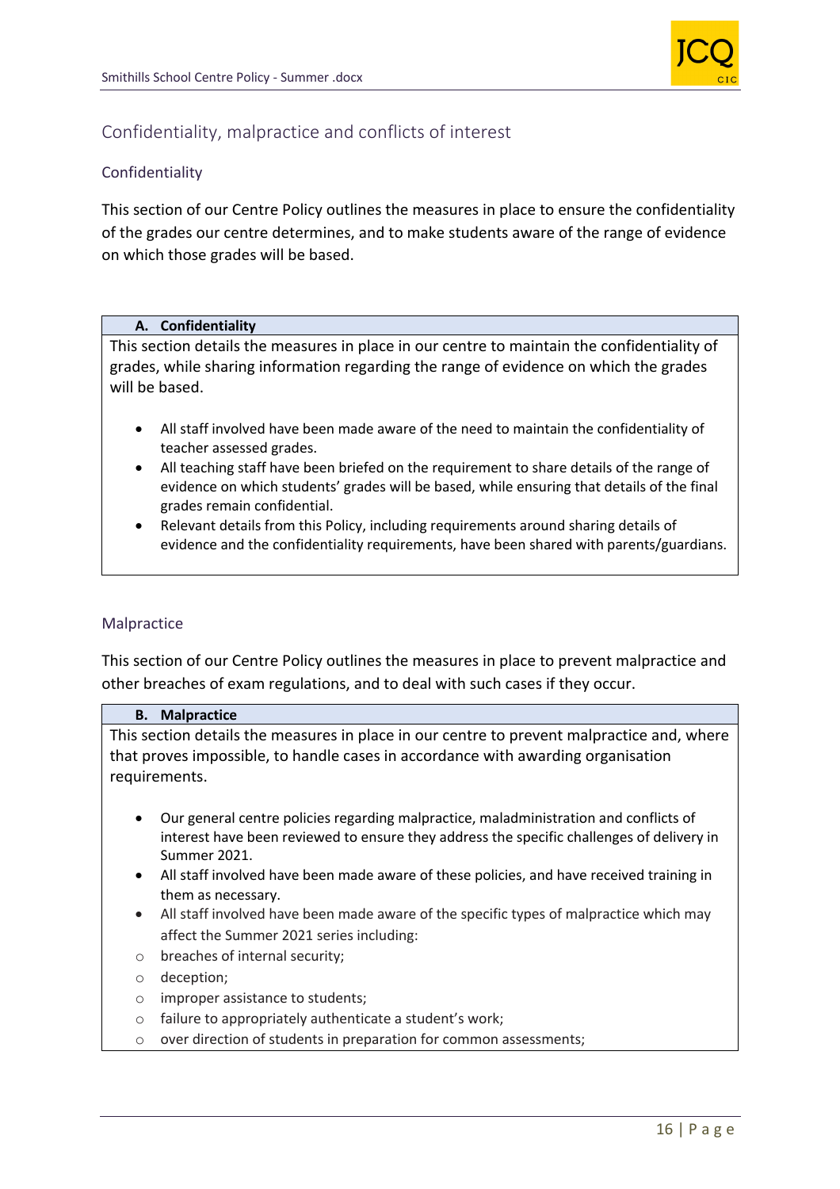## Confidentiality, malpractice and conflicts of interest

### Confidentiality

This section of our Centre Policy outlines the measures in place to ensure the confidentiality of the grades our centre determines, and to make students aware of the range of evidence on which those grades will be based.

| **A. Confidentiality** |
|---|
| This section details the measures in place in our centre to maintain the confidentiality of grades, while sharing information regarding the range of evidence on which the grades will be based.<br><br>• All staff involved have been made aware of the need to maintain the confidentiality of teacher assessed grades.<br>• All teaching staff have been briefed on the requirement to share details of the range of evidence on which students' grades will be based, while ensuring that details of the final grades remain confidential.<br>• Relevant details from this Policy, including requirements around sharing details of evidence and the confidentiality requirements, have been shared with parents/guardians. |

### Malpractice

This section of our Centre Policy outlines the measures in place to prevent malpractice and other breaches of exam regulations, and to deal with such cases if they occur.

| **B. Malpractice** |
|---|
| This section details the measures in place in our centre to prevent malpractice and, where that proves impossible, to handle cases in accordance with awarding organisation requirements.<br><br>• Our general centre policies regarding malpractice, maladministration and conflicts of interest have been reviewed to ensure they address the specific challenges of delivery in Summer 2021.<br>• All staff involved have been made aware of these policies, and have received training in them as necessary.<br>• All staff involved have been made aware of the specific types of malpractice which may affect the Summer 2021 series including:<br>○ breaches of internal security;<br>○ deception;<br>○ improper assistance to students;<br>○ failure to appropriately authenticate a student's work;<br>○ over direction of students in preparation for common assessments; |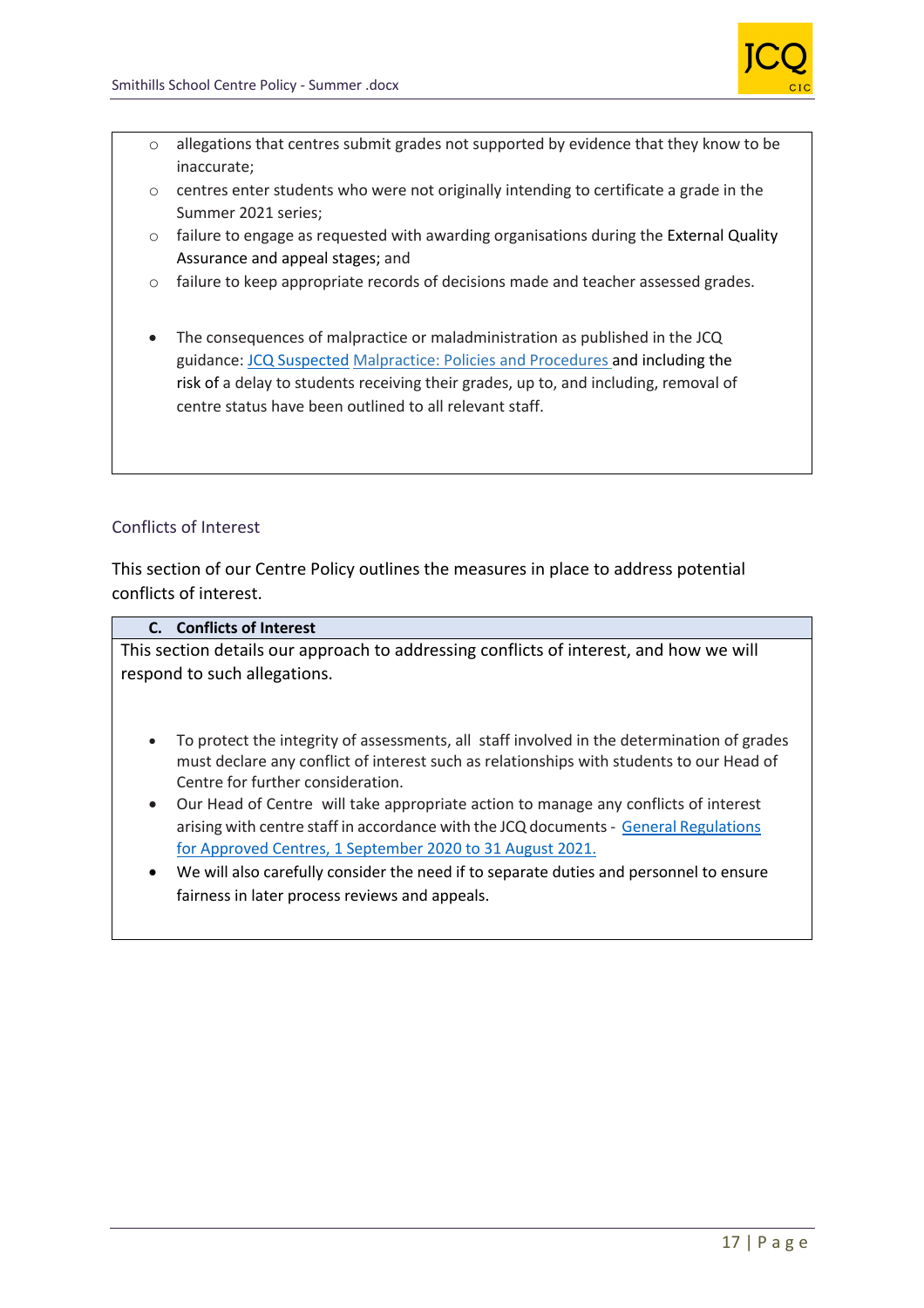- allegations that centres submit grades not supported by evidence that they know to be inaccurate;
  - centres enter students who were not originally intending to certificate a grade in the Summer 2021 series;
  - failure to engage as requested with awarding organisations during the External Quality Assurance and appeal stages; and
  - failure to keep appropriate records of decisions made and teacher assessed grades.

- The consequences of malpractice or maladministration as published in the JCQ guidance: JCQ Suspected Malpractice: Policies and Procedures and including the risk of a delay to students receiving their grades, up to, and including, removal of centre status have been outlined to all relevant staff.

## Conflicts of Interest

This section of our Centre Policy outlines the measures in place to address potential conflicts of interest.

### C. Conflicts of Interest

This section details our approach to addressing conflicts of interest, and how we will respond to such allegations.

- To protect the integrity of assessments, all staff involved in the determination of grades must declare any conflict of interest such as relationships with students to our Head of Centre for further consideration.
- Our Head of Centre will take appropriate action to manage any conflicts of interest arising with centre staff in accordance with the JCQ documents - General Regulations for Approved Centres, 1 September 2020 to 31 August 2021.
- We will also carefully consider the need if to separate duties and personnel to ensure fairness in later process reviews and appeals.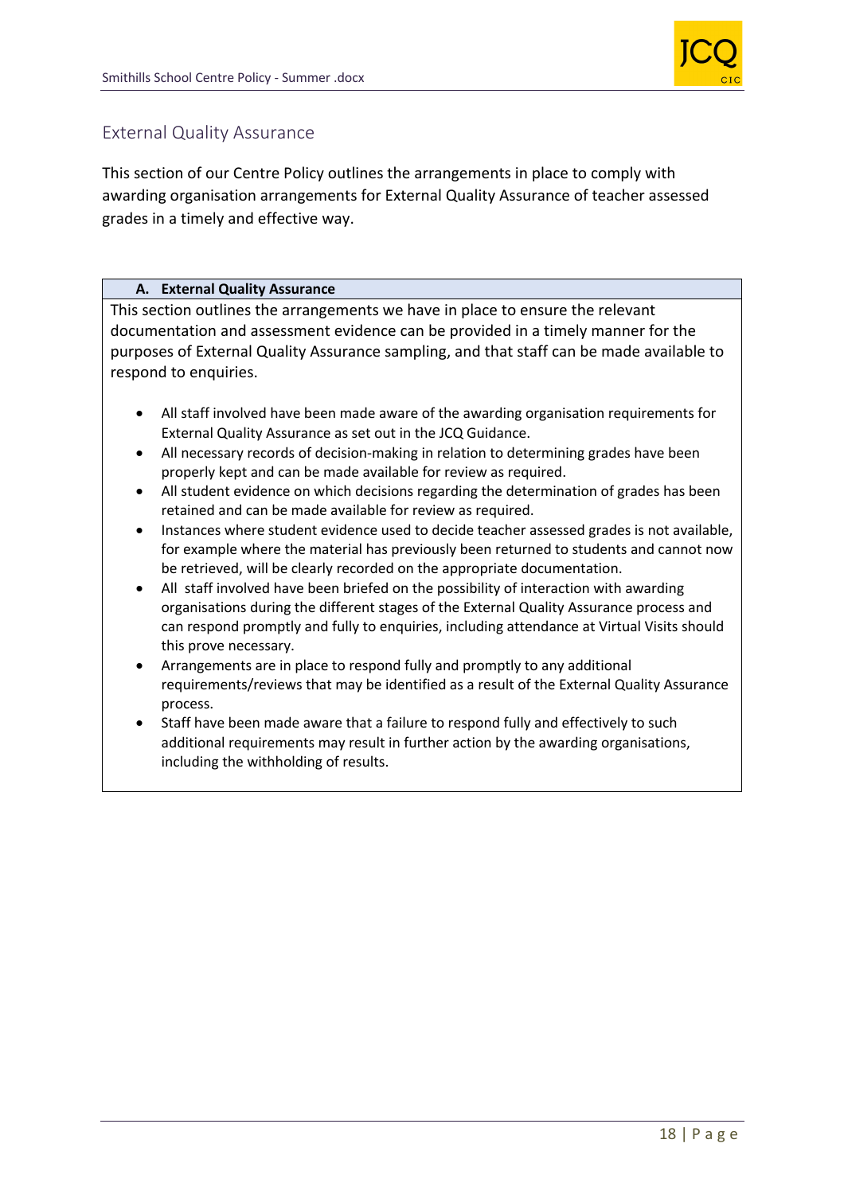## External Quality Assurance

This section of our Centre Policy outlines the arrangements in place to comply with awarding organisation arrangements for External Quality Assurance of teacher assessed grades in a timely and effective way.

| **A. External Quality Assurance** |
|---|
| This section outlines the arrangements we have in place to ensure the relevant documentation and assessment evidence can be provided in a timely manner for the purposes of External Quality Assurance sampling, and that staff can be made available to respond to enquiries.<br><br>• All staff involved have been made aware of the awarding organisation requirements for External Quality Assurance as set out in the JCQ Guidance.<br>• All necessary records of decision-making in relation to determining grades have been properly kept and can be made available for review as required.<br>• All student evidence on which decisions regarding the determination of grades has been retained and can be made available for review as required.<br>• Instances where student evidence used to decide teacher assessed grades is not available, for example where the material has previously been returned to students and cannot now be retrieved, will be clearly recorded on the appropriate documentation.<br>• All staff involved have been briefed on the possibility of interaction with awarding organisations during the different stages of the External Quality Assurance process and can respond promptly and fully to enquiries, including attendance at Virtual Visits should this prove necessary.<br>• Arrangements are in place to respond fully and promptly to any additional requirements/reviews that may be identified as a result of the External Quality Assurance process.<br>• Staff have been made aware that a failure to respond fully and effectively to such additional requirements may result in further action by the awarding organisations, including the withholding of results. |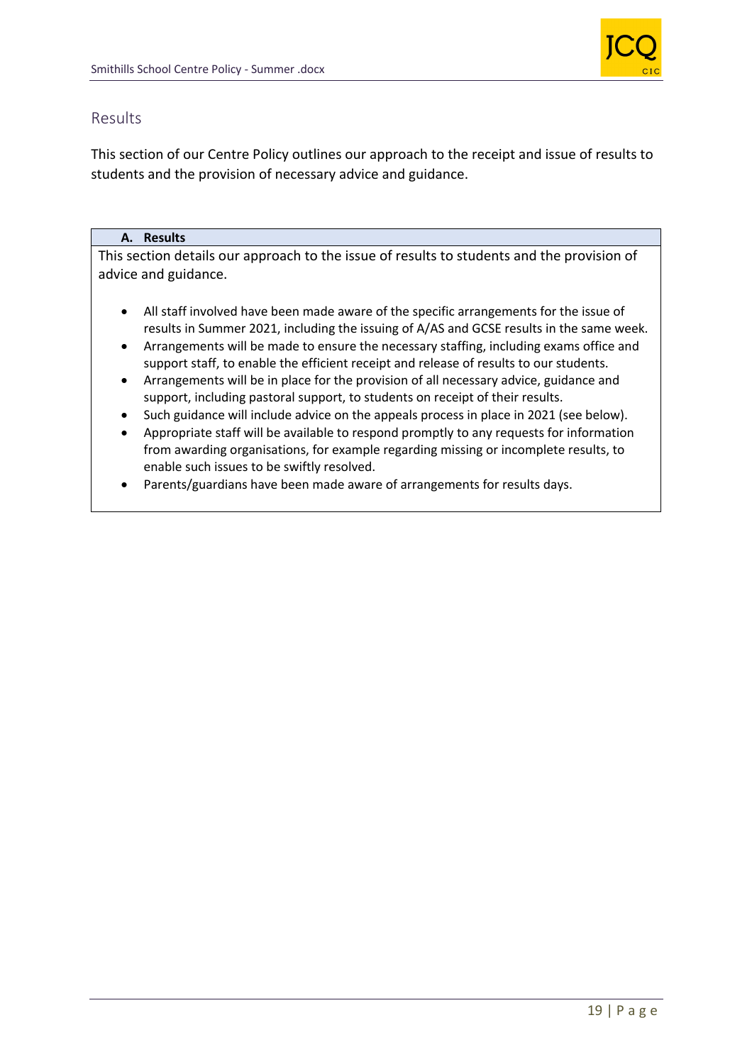## Results

This section of our Centre Policy outlines our approach to the receipt and issue of results to students and the provision of necessary advice and guidance.

### A. Results

This section details our approach to the issue of results to students and the provision of advice and guidance.

- All staff involved have been made aware of the specific arrangements for the issue of results in Summer 2021, including the issuing of A/AS and GCSE results in the same week.
- Arrangements will be made to ensure the necessary staffing, including exams office and support staff, to enable the efficient receipt and release of results to our students.
- Arrangements will be in place for the provision of all necessary advice, guidance and support, including pastoral support, to students on receipt of their results.
- Such guidance will include advice on the appeals process in place in 2021 (see below).
- Appropriate staff will be available to respond promptly to any requests for information from awarding organisations, for example regarding missing or incomplete results, to enable such issues to be swiftly resolved.
- Parents/guardians have been made aware of arrangements for results days.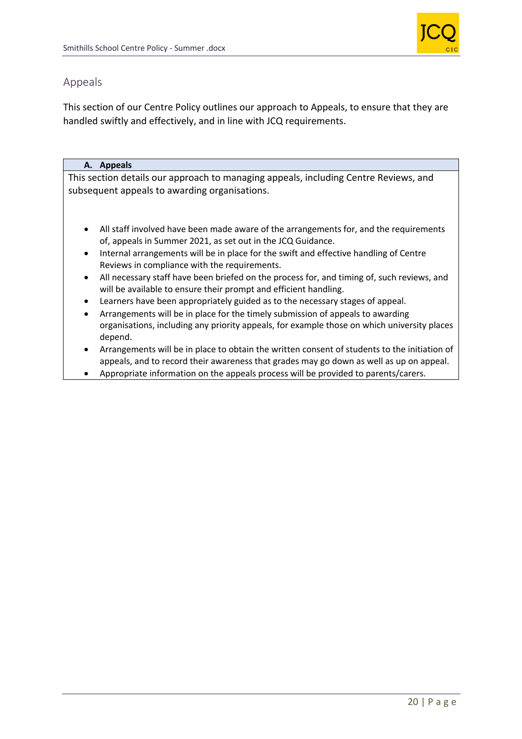## Appeals

This section of our Centre Policy outlines our approach to Appeals, to ensure that they are handled swiftly and effectively, and in line with JCQ requirements.

### A. Appeals

This section details our approach to managing appeals, including Centre Reviews, and subsequent appeals to awarding organisations.

- All staff involved have been made aware of the arrangements for, and the requirements of, appeals in Summer 2021, as set out in the JCQ Guidance.
- Internal arrangements will be in place for the swift and effective handling of Centre Reviews in compliance with the requirements.
- All necessary staff have been briefed on the process for, and timing of, such reviews, and will be available to ensure their prompt and efficient handling.
- Learners have been appropriately guided as to the necessary stages of appeal.
- Arrangements will be in place for the timely submission of appeals to awarding organisations, including any priority appeals, for example those on which university places depend.
- Arrangements will be in place to obtain the written consent of students to the initiation of appeals, and to record their awareness that grades may go down as well as up on appeal.
- Appropriate information on the appeals process will be provided to parents/carers.